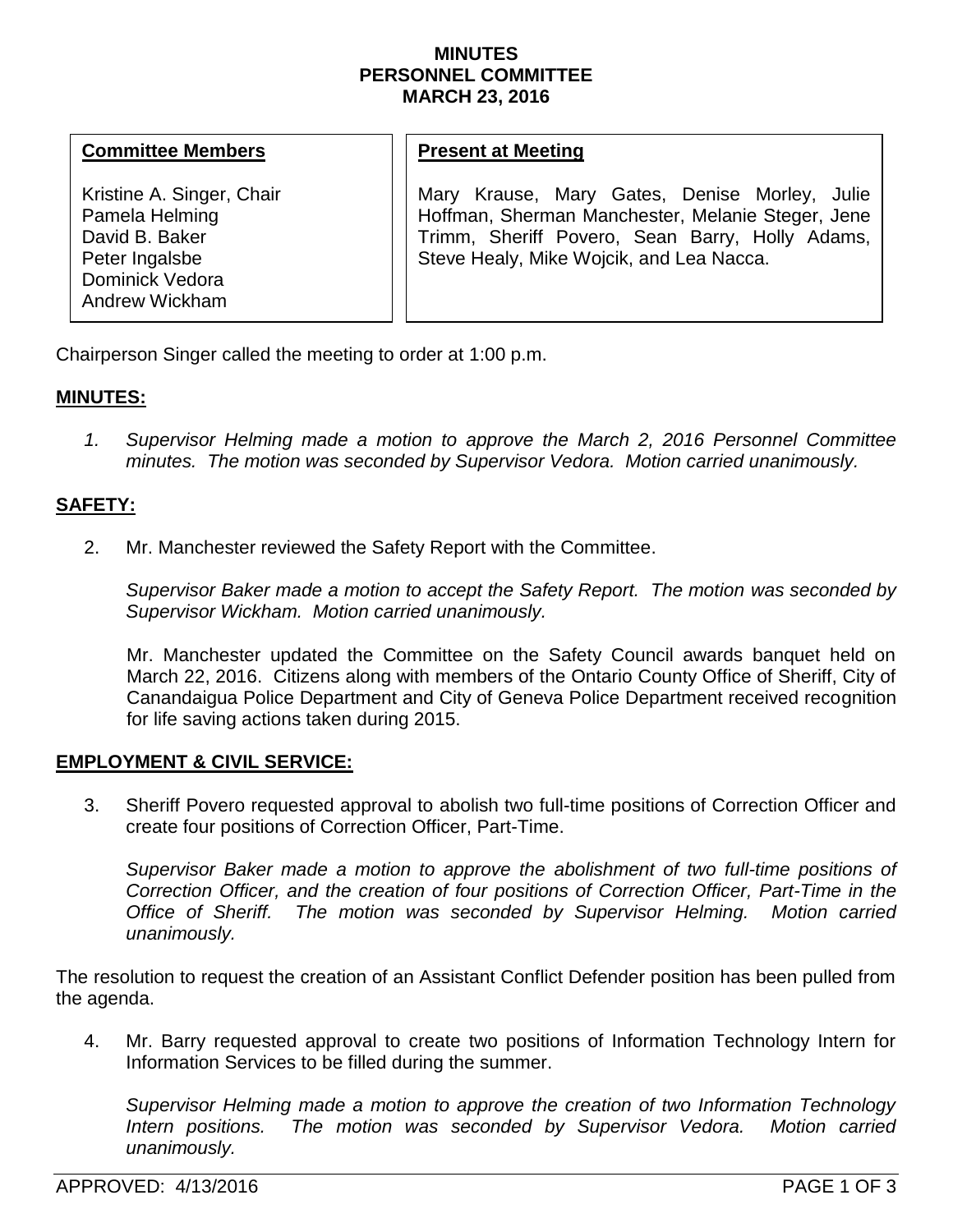# MINUTES
# PERSONNEL COMMITTEE
# MARCH 23, 2016

| **Committee Members** | **Present at Meeting** |
| --- | --- |
| Kristine A. Singer, Chair<br>Pamela Helming<br>David B. Baker<br>Peter Ingalsbe<br>Dominick Vedora<br>Andrew Wickham | Mary Krause, Mary Gates, Denise Morley, Julie Hoffman, Sherman Manchester, Melanie Steger, Jene Trimm, Sheriff Povero, Sean Barry, Holly Adams, Steve Healy, Mike Wojcik, and Lea Nacca. |

Chairperson Singer called the meeting to order at 1:00 p.m.

## MINUTES:

1. *Supervisor Helming made a motion to approve the March 2, 2016 Personnel Committee minutes. The motion was seconded by Supervisor Vedora. Motion carried unanimously.*

## SAFETY:

2. Mr. Manchester reviewed the Safety Report with the Committee.

   *Supervisor Baker made a motion to accept the Safety Report. The motion was seconded by Supervisor Wickham. Motion carried unanimously.*

   Mr. Manchester updated the Committee on the Safety Council awards banquet held on March 22, 2016. Citizens along with members of the Ontario County Office of Sheriff, City of Canandaigua Police Department and City of Geneva Police Department received recognition for life saving actions taken during 2015.

## EMPLOYMENT & CIVIL SERVICE:

3. Sheriff Povero requested approval to abolish two full-time positions of Correction Officer and create four positions of Correction Officer, Part-Time.

   *Supervisor Baker made a motion to approve the abolishment of two full-time positions of Correction Officer, and the creation of four positions of Correction Officer, Part-Time in the Office of Sheriff. The motion was seconded by Supervisor Helming. Motion carried unanimously.*

The resolution to request the creation of an Assistant Conflict Defender position has been pulled from the agenda.

4. Mr. Barry requested approval to create two positions of Information Technology Intern for Information Services to be filled during the summer.

   *Supervisor Helming made a motion to approve the creation of two Information Technology Intern positions. The motion was seconded by Supervisor Vedora. Motion carried unanimously.*

APPROVED: 4/13/2016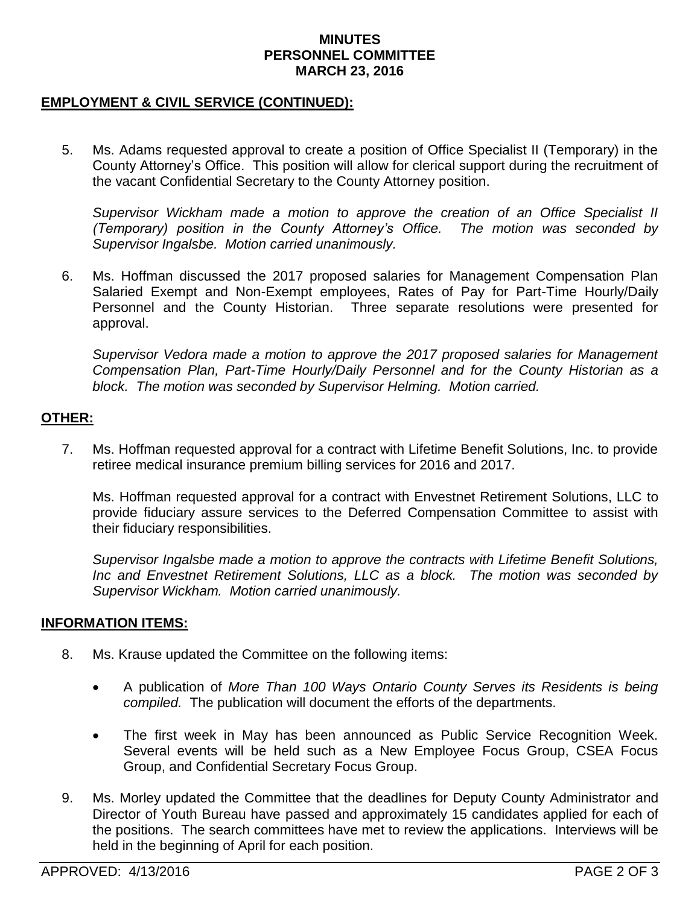**MINUTES**
**PERSONNEL COMMITTEE**
**MARCH 23, 2016**

## EMPLOYMENT & CIVIL SERVICE (CONTINUED):

5. Ms. Adams requested approval to create a position of Office Specialist II (Temporary) in the County Attorney's Office. This position will allow for clerical support during the recruitment of the vacant Confidential Secretary to the County Attorney position.

   *Supervisor Wickham made a motion to approve the creation of an Office Specialist II (Temporary) position in the County Attorney's Office. The motion was seconded by Supervisor Ingalsbe. Motion carried unanimously.*

6. Ms. Hoffman discussed the 2017 proposed salaries for Management Compensation Plan Salaried Exempt and Non-Exempt employees, Rates of Pay for Part-Time Hourly/Daily Personnel and the County Historian. Three separate resolutions were presented for approval.

   *Supervisor Vedora made a motion to approve the 2017 proposed salaries for Management Compensation Plan, Part-Time Hourly/Daily Personnel and for the County Historian as a block. The motion was seconded by Supervisor Helming. Motion carried.*

## OTHER:

7. Ms. Hoffman requested approval for a contract with Lifetime Benefit Solutions, Inc. to provide retiree medical insurance premium billing services for 2016 and 2017.

   Ms. Hoffman requested approval for a contract with Envestnet Retirement Solutions, LLC to provide fiduciary assure services to the Deferred Compensation Committee to assist with their fiduciary responsibilities.

   *Supervisor Ingalsbe made a motion to approve the contracts with Lifetime Benefit Solutions, Inc and Envestnet Retirement Solutions, LLC as a block. The motion was seconded by Supervisor Wickham. Motion carried unanimously.*

## INFORMATION ITEMS:

8. Ms. Krause updated the Committee on the following items:

   - A publication of *More Than 100 Ways Ontario County Serves its Residents is being compiled.* The publication will document the efforts of the departments.

   - The first week in May has been announced as Public Service Recognition Week. Several events will be held such as a New Employee Focus Group, CSEA Focus Group, and Confidential Secretary Focus Group.

9. Ms. Morley updated the Committee that the deadlines for Deputy County Administrator and Director of Youth Bureau have passed and approximately 15 candidates applied for each of the positions. The search committees have met to review the applications. Interviews will be held in the beginning of April for each position.

APPROVED: 4/13/2016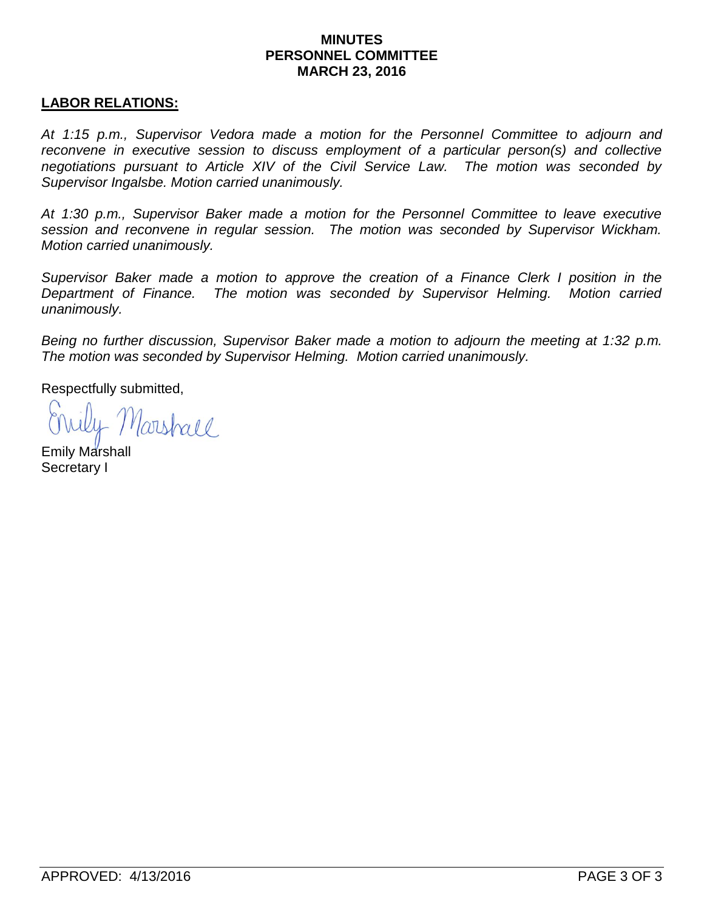**LABOR RELATIONS:**

*At 1:15 p.m., Supervisor Vedora made a motion for the Personnel Committee to adjourn and reconvene in executive session to discuss employment of a particular person(s) and collective negotiations pursuant to Article XIV of the Civil Service Law. The motion was seconded by Supervisor Ingalsbe. Motion carried unanimously.*

*At 1:30 p.m., Supervisor Baker made a motion for the Personnel Committee to leave executive session and reconvene in regular session. The motion was seconded by Supervisor Wickham. Motion carried unanimously.*

*Supervisor Baker made a motion to approve the creation of a Finance Clerk I position in the Department of Finance. The motion was seconded by Supervisor Helming. Motion carried unanimously.*

*Being no further discussion, Supervisor Baker made a motion to adjourn the meeting at 1:32 p.m. The motion was seconded by Supervisor Helming. Motion carried unanimously.*

Respectfully submitted,

Emily Marshall
Secretary I

APPROVED: 4/13/2016